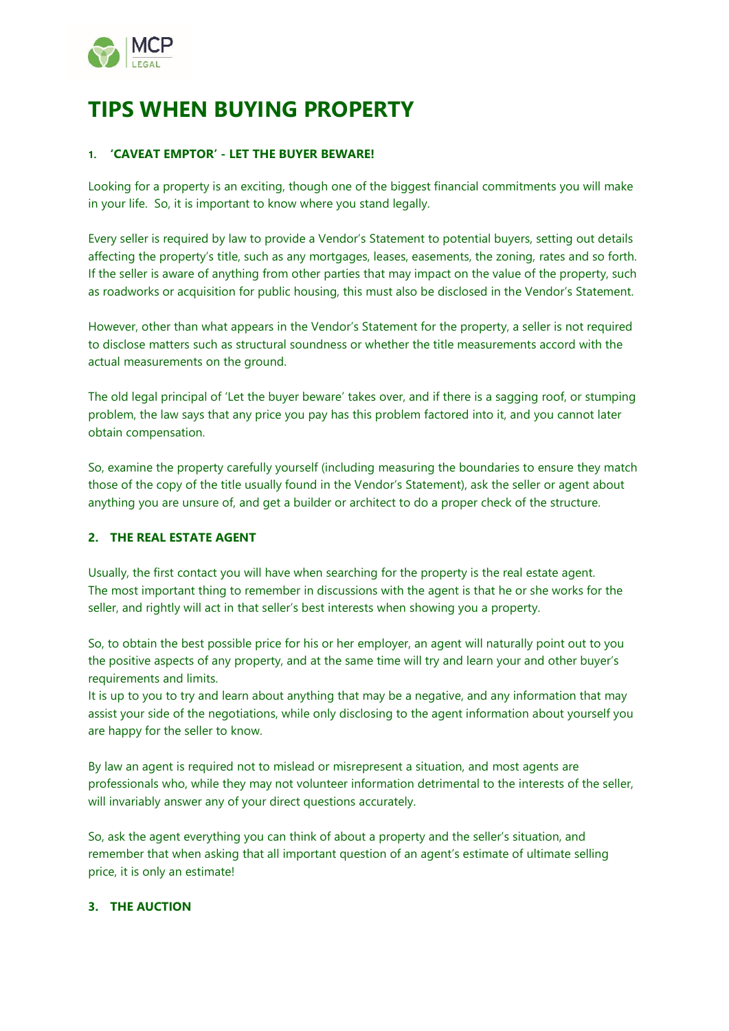# TIPS WHEN BUYING PROPERTY

## 1. 'CAVEAT EMPTOR' - LET THE BUYER BEWARE!

Looking for a property is an exciting, though one of the biggest financial commitments you will make in your life. So, it is important to know where you stand legally.

Every seller is required by law to provide a Vendor's Statement to potential buyers, setting out details affecting the property's title, such as any mortgages, leases, easements, the zoning, rates and so forth. If the seller is aware of anything from other parties that may impact on the value of the property, such as roadworks or acquisition for public housing, this must also be disclosed in the Vendor's Statement.

However, other than what appears in the Vendor's Statement for the property, a seller is not required to disclose matters such as structural soundness or whether the title measurements accord with the actual measurements on the ground.

The old legal principal of 'Let the buyer beware' takes over, and if there is a sagging roof, or stumping problem, the law says that any price you pay has this problem factored into it, and you cannot later obtain compensation.

So, examine the property carefully yourself (including measuring the boundaries to ensure they match those of the copy of the title usually found in the Vendor's Statement), ask the seller or agent about anything you are unsure of, and get a builder or architect to do a proper check of the structure.

## 2. THE REAL ESTATE AGENT

Usually, the first contact you will have when searching for the property is the real estate agent. The most important thing to remember in discussions with the agent is that he or she works for the seller, and rightly will act in that seller's best interests when showing you a property.

So, to obtain the best possible price for his or her employer, an agent will naturally point out to you the positive aspects of any property, and at the same time will try and learn your and other buyer's requirements and limits.
It is up to you to try and learn about anything that may be a negative, and any information that may assist your side of the negotiations, while only disclosing to the agent information about yourself you are happy for the seller to know.

By law an agent is required not to mislead or misrepresent a situation, and most agents are professionals who, while they may not volunteer information detrimental to the interests of the seller, will invariably answer any of your direct questions accurately.

So, ask the agent everything you can think of about a property and the seller's situation, and remember that when asking that all important question of an agent's estimate of ultimate selling price, it is only an estimate!

## 3. THE AUCTION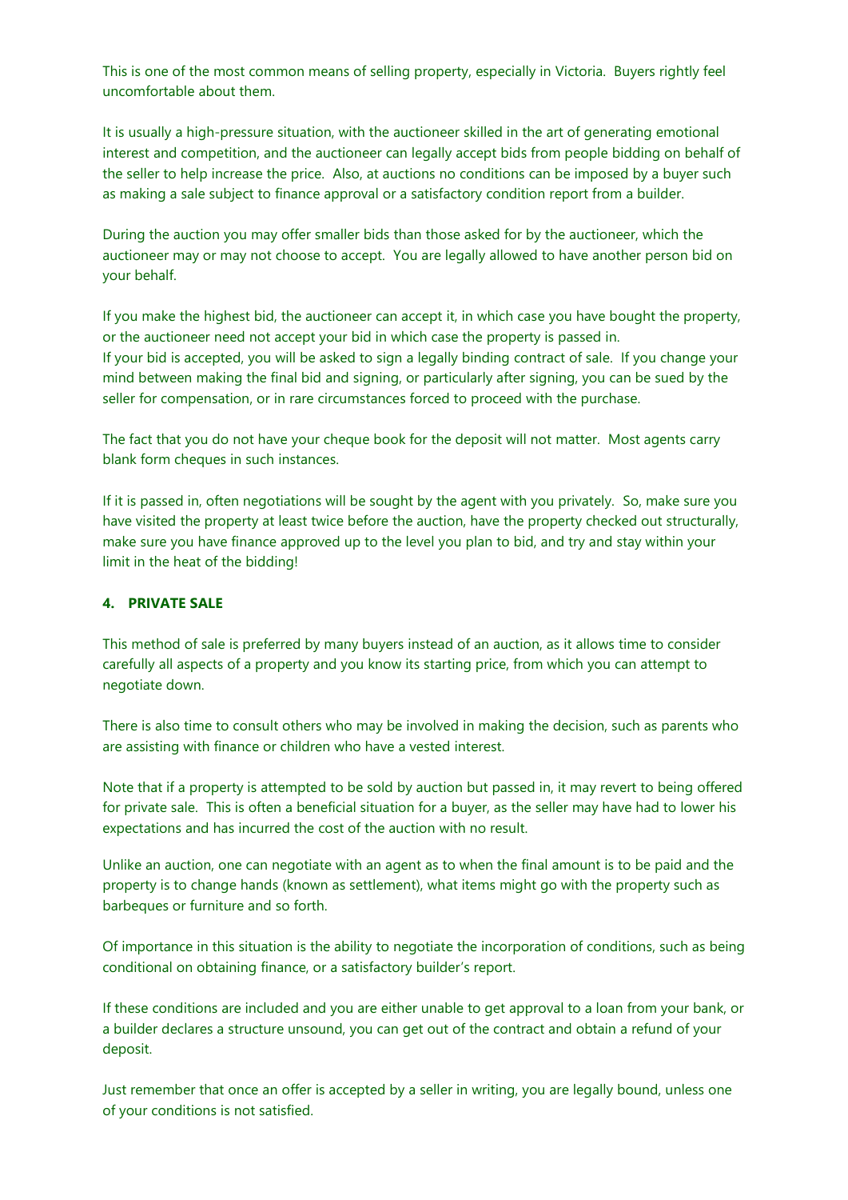This is one of the most common means of selling property, especially in Victoria. Buyers rightly feel uncomfortable about them.

It is usually a high-pressure situation, with the auctioneer skilled in the art of generating emotional interest and competition, and the auctioneer can legally accept bids from people bidding on behalf of the seller to help increase the price. Also, at auctions no conditions can be imposed by a buyer such as making a sale subject to finance approval or a satisfactory condition report from a builder.

During the auction you may offer smaller bids than those asked for by the auctioneer, which the auctioneer may or may not choose to accept. You are legally allowed to have another person bid on your behalf.

If you make the highest bid, the auctioneer can accept it, in which case you have bought the property, or the auctioneer need not accept your bid in which case the property is passed in.
If your bid is accepted, you will be asked to sign a legally binding contract of sale. If you change your mind between making the final bid and signing, or particularly after signing, you can be sued by the seller for compensation, or in rare circumstances forced to proceed with the purchase.

The fact that you do not have your cheque book for the deposit will not matter. Most agents carry blank form cheques in such instances.

If it is passed in, often negotiations will be sought by the agent with you privately. So, make sure you have visited the property at least twice before the auction, have the property checked out structurally, make sure you have finance approved up to the level you plan to bid, and try and stay within your limit in the heat of the bidding!

### 4. PRIVATE SALE

This method of sale is preferred by many buyers instead of an auction, as it allows time to consider carefully all aspects of a property and you know its starting price, from which you can attempt to negotiate down.

There is also time to consult others who may be involved in making the decision, such as parents who are assisting with finance or children who have a vested interest.

Note that if a property is attempted to be sold by auction but passed in, it may revert to being offered for private sale. This is often a beneficial situation for a buyer, as the seller may have had to lower his expectations and has incurred the cost of the auction with no result.

Unlike an auction, one can negotiate with an agent as to when the final amount is to be paid and the property is to change hands (known as settlement), what items might go with the property such as barbeques or furniture and so forth.

Of importance in this situation is the ability to negotiate the incorporation of conditions, such as being conditional on obtaining finance, or a satisfactory builder's report.

If these conditions are included and you are either unable to get approval to a loan from your bank, or a builder declares a structure unsound, you can get out of the contract and obtain a refund of your deposit.

Just remember that once an offer is accepted by a seller in writing, you are legally bound, unless one of your conditions is not satisfied.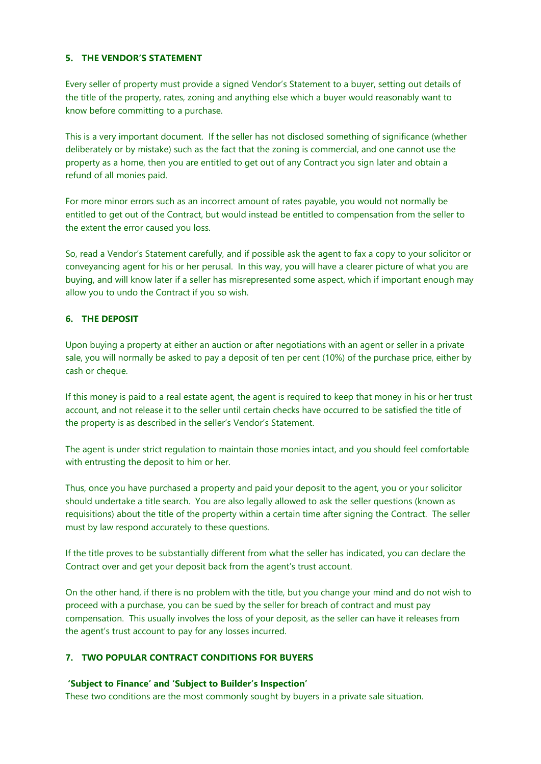## 5. THE VENDOR'S STATEMENT

Every seller of property must provide a signed Vendor's Statement to a buyer, setting out details of the title of the property, rates, zoning and anything else which a buyer would reasonably want to know before committing to a purchase.

This is a very important document. If the seller has not disclosed something of significance (whether deliberately or by mistake) such as the fact that the zoning is commercial, and one cannot use the property as a home, then you are entitled to get out of any Contract you sign later and obtain a refund of all monies paid.

For more minor errors such as an incorrect amount of rates payable, you would not normally be entitled to get out of the Contract, but would instead be entitled to compensation from the seller to the extent the error caused you loss.

So, read a Vendor's Statement carefully, and if possible ask the agent to fax a copy to your solicitor or conveyancing agent for his or her perusal. In this way, you will have a clearer picture of what you are buying, and will know later if a seller has misrepresented some aspect, which if important enough may allow you to undo the Contract if you so wish.

## 6. THE DEPOSIT

Upon buying a property at either an auction or after negotiations with an agent or seller in a private sale, you will normally be asked to pay a deposit of ten per cent (10%) of the purchase price, either by cash or cheque.

If this money is paid to a real estate agent, the agent is required to keep that money in his or her trust account, and not release it to the seller until certain checks have occurred to be satisfied the title of the property is as described in the seller's Vendor's Statement.

The agent is under strict regulation to maintain those monies intact, and you should feel comfortable with entrusting the deposit to him or her.

Thus, once you have purchased a property and paid your deposit to the agent, you or your solicitor should undertake a title search. You are also legally allowed to ask the seller questions (known as requisitions) about the title of the property within a certain time after signing the Contract. The seller must by law respond accurately to these questions.

If the title proves to be substantially different from what the seller has indicated, you can declare the Contract over and get your deposit back from the agent's trust account.

On the other hand, if there is no problem with the title, but you change your mind and do not wish to proceed with a purchase, you can be sued by the seller for breach of contract and must pay compensation. This usually involves the loss of your deposit, as the seller can have it releases from the agent's trust account to pay for any losses incurred.

## 7. TWO POPULAR CONTRACT CONDITIONS FOR BUYERS

**'Subject to Finance' and 'Subject to Builder's Inspection'**

These two conditions are the most commonly sought by buyers in a private sale situation.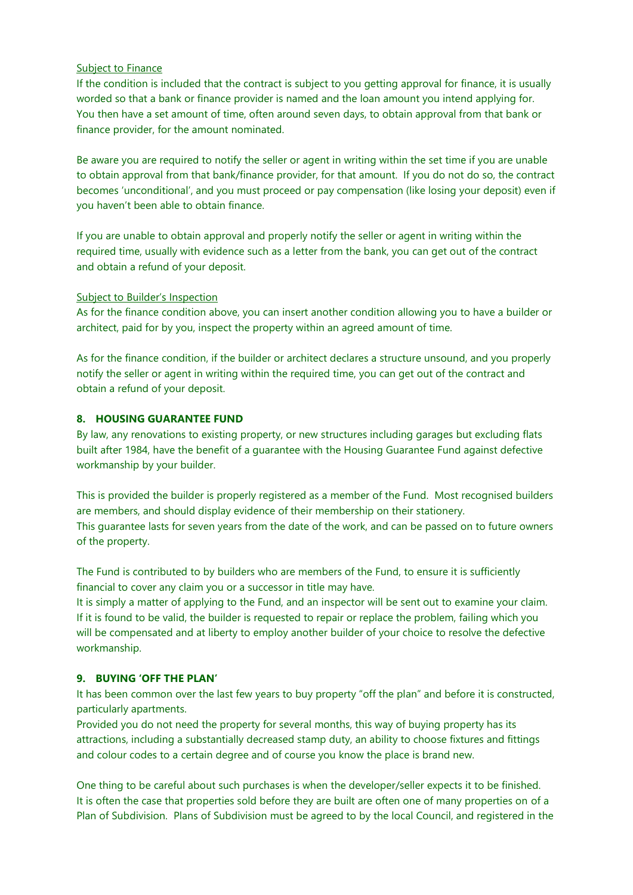Subject to Finance

If the condition is included that the contract is subject to you getting approval for finance, it is usually worded so that a bank or finance provider is named and the loan amount you intend applying for. You then have a set amount of time, often around seven days, to obtain approval from that bank or finance provider, for the amount nominated.

Be aware you are required to notify the seller or agent in writing within the set time if you are unable to obtain approval from that bank/finance provider, for that amount. If you do not do so, the contract becomes 'unconditional', and you must proceed or pay compensation (like losing your deposit) even if you haven't been able to obtain finance.

If you are unable to obtain approval and properly notify the seller or agent in writing within the required time, usually with evidence such as a letter from the bank, you can get out of the contract and obtain a refund of your deposit.

Subject to Builder's Inspection

As for the finance condition above, you can insert another condition allowing you to have a builder or architect, paid for by you, inspect the property within an agreed amount of time.

As for the finance condition, if the builder or architect declares a structure unsound, and you properly notify the seller or agent in writing within the required time, you can get out of the contract and obtain a refund of your deposit.

## 8. HOUSING GUARANTEE FUND

By law, any renovations to existing property, or new structures including garages but excluding flats built after 1984, have the benefit of a guarantee with the Housing Guarantee Fund against defective workmanship by your builder.

This is provided the builder is properly registered as a member of the Fund. Most recognised builders are members, and should display evidence of their membership on their stationery.
This guarantee lasts for seven years from the date of the work, and can be passed on to future owners of the property.

The Fund is contributed to by builders who are members of the Fund, to ensure it is sufficiently financial to cover any claim you or a successor in title may have.
It is simply a matter of applying to the Fund, and an inspector will be sent out to examine your claim. If it is found to be valid, the builder is requested to repair or replace the problem, failing which you will be compensated and at liberty to employ another builder of your choice to resolve the defective workmanship.

## 9. BUYING 'OFF THE PLAN'

It has been common over the last few years to buy property "off the plan" and before it is constructed, particularly apartments.
Provided you do not need the property for several months, this way of buying property has its attractions, including a substantially decreased stamp duty, an ability to choose fixtures and fittings and colour codes to a certain degree and of course you know the place is brand new.

One thing to be careful about such purchases is when the developer/seller expects it to be finished. It is often the case that properties sold before they are built are often one of many properties on of a Plan of Subdivision. Plans of Subdivision must be agreed to by the local Council, and registered in the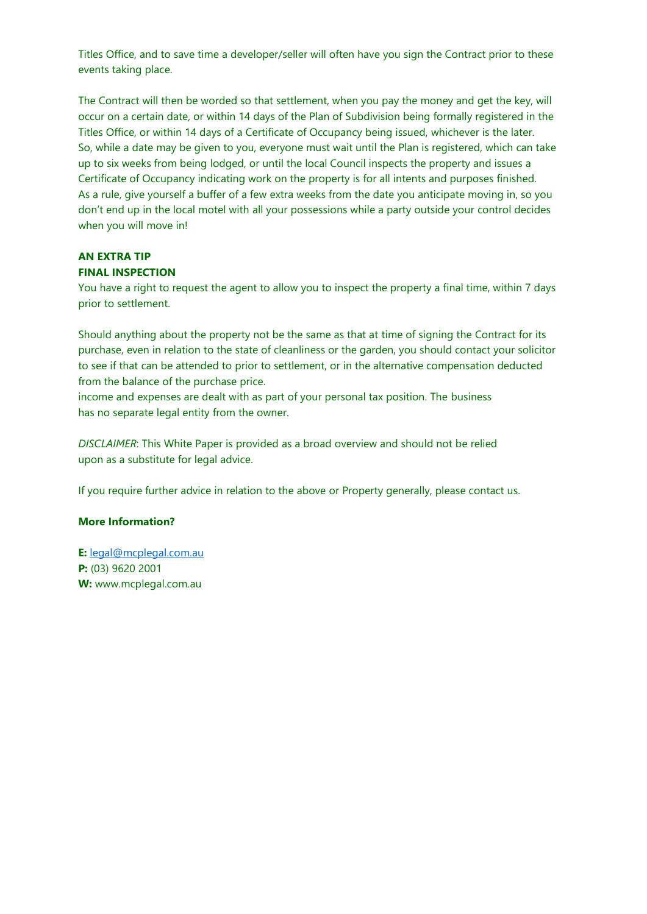Titles Office, and to save time a developer/seller will often have you sign the Contract prior to these events taking place.

The Contract will then be worded so that settlement, when you pay the money and get the key, will occur on a certain date, or within 14 days of the Plan of Subdivision being formally registered in the Titles Office, or within 14 days of a Certificate of Occupancy being issued, whichever is the later. So, while a date may be given to you, everyone must wait until the Plan is registered, which can take up to six weeks from being lodged, or until the local Council inspects the property and issues a Certificate of Occupancy indicating work on the property is for all intents and purposes finished. As a rule, give yourself a buffer of a few extra weeks from the date you anticipate moving in, so you don't end up in the local motel with all your possessions while a party outside your control decides when you will move in!

**AN EXTRA TIP**

**FINAL INSPECTION**

You have a right to request the agent to allow you to inspect the property a final time, within 7 days prior to settlement.

Should anything about the property not be the same as that at time of signing the Contract for its purchase, even in relation to the state of cleanliness or the garden, you should contact your solicitor to see if that can be attended to prior to settlement, or in the alternative compensation deducted from the balance of the purchase price.
income and expenses are dealt with as part of your personal tax position. The business has no separate legal entity from the owner.

*DISCLAIMER*: This White Paper is provided as a broad overview and should not be relied upon as a substitute for legal advice.

If you require further advice in relation to the above or Property generally, please contact us.

**More Information?**

**E:** legal@mcplegal.com.au
**P:** (03) 9620 2001
**W:** www.mcplegal.com.au